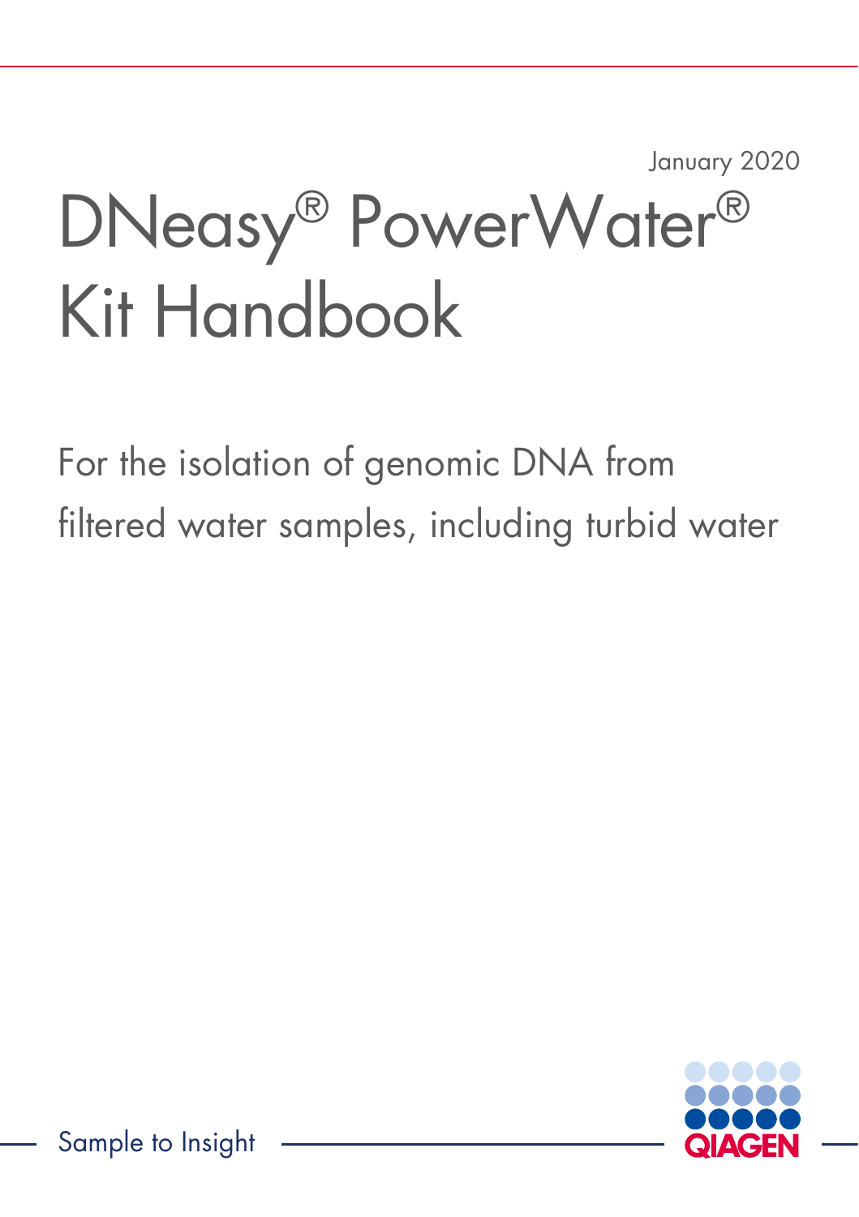January 2020

# DNeasy® PowerWater® Kit Handbook

For the isolation of genomic DNA from filtered water samples, including turbid water

Sample to Insight

QIAGEN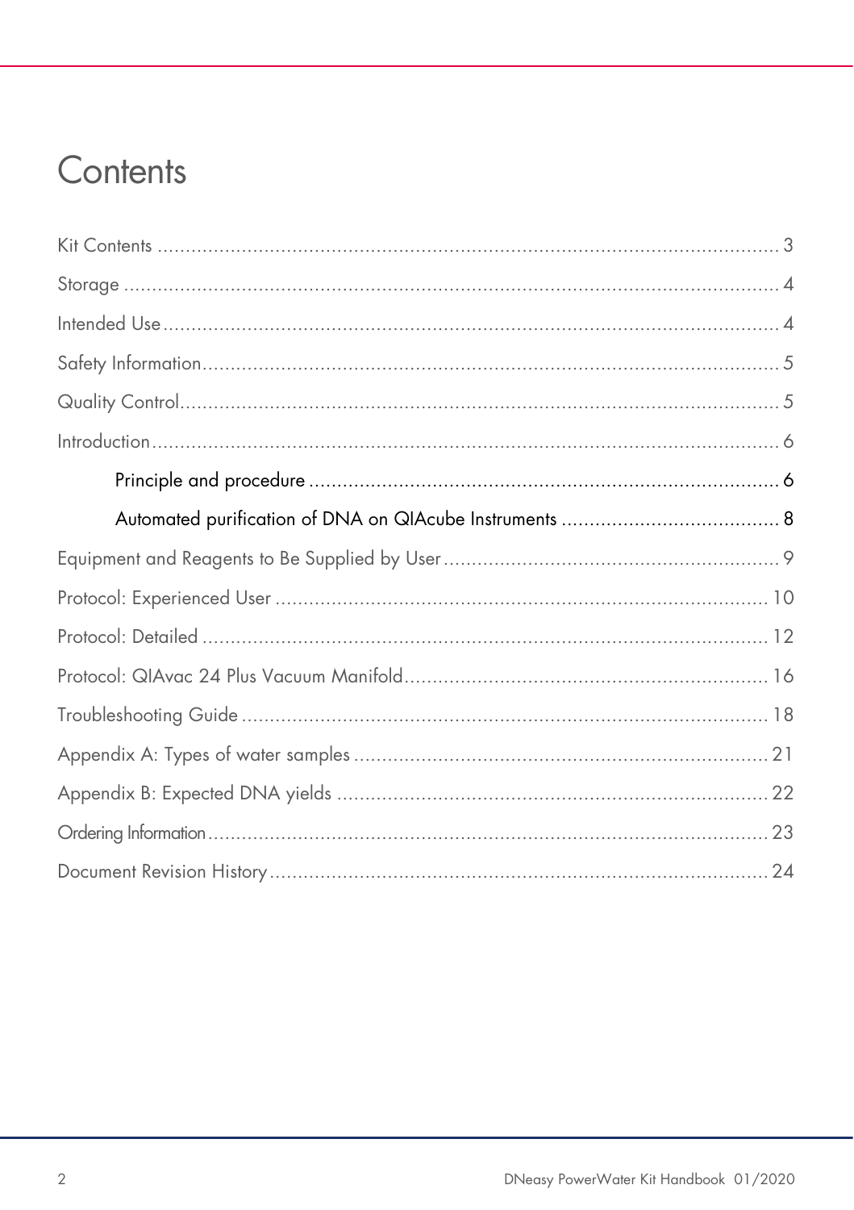# Contents

Kit Contents ..... 3

Storage ..... 4

Intended Use ..... 4

Safety Information ..... 5

Quality Control ..... 5

Introduction ..... 6

- Principle and procedure ..... 6
- Automated purification of DNA on QIAcube Instruments ..... 8

Equipment and Reagents to Be Supplied by User ..... 9

Protocol: Experienced User ..... 10

Protocol: Detailed ..... 12

Protocol: QIAvac 24 Plus Vacuum Manifold ..... 16

Troubleshooting Guide ..... 18

Appendix A: Types of water samples ..... 21

Appendix B: Expected DNA yields ..... 22

Ordering Information ..... 23

Document Revision History ..... 24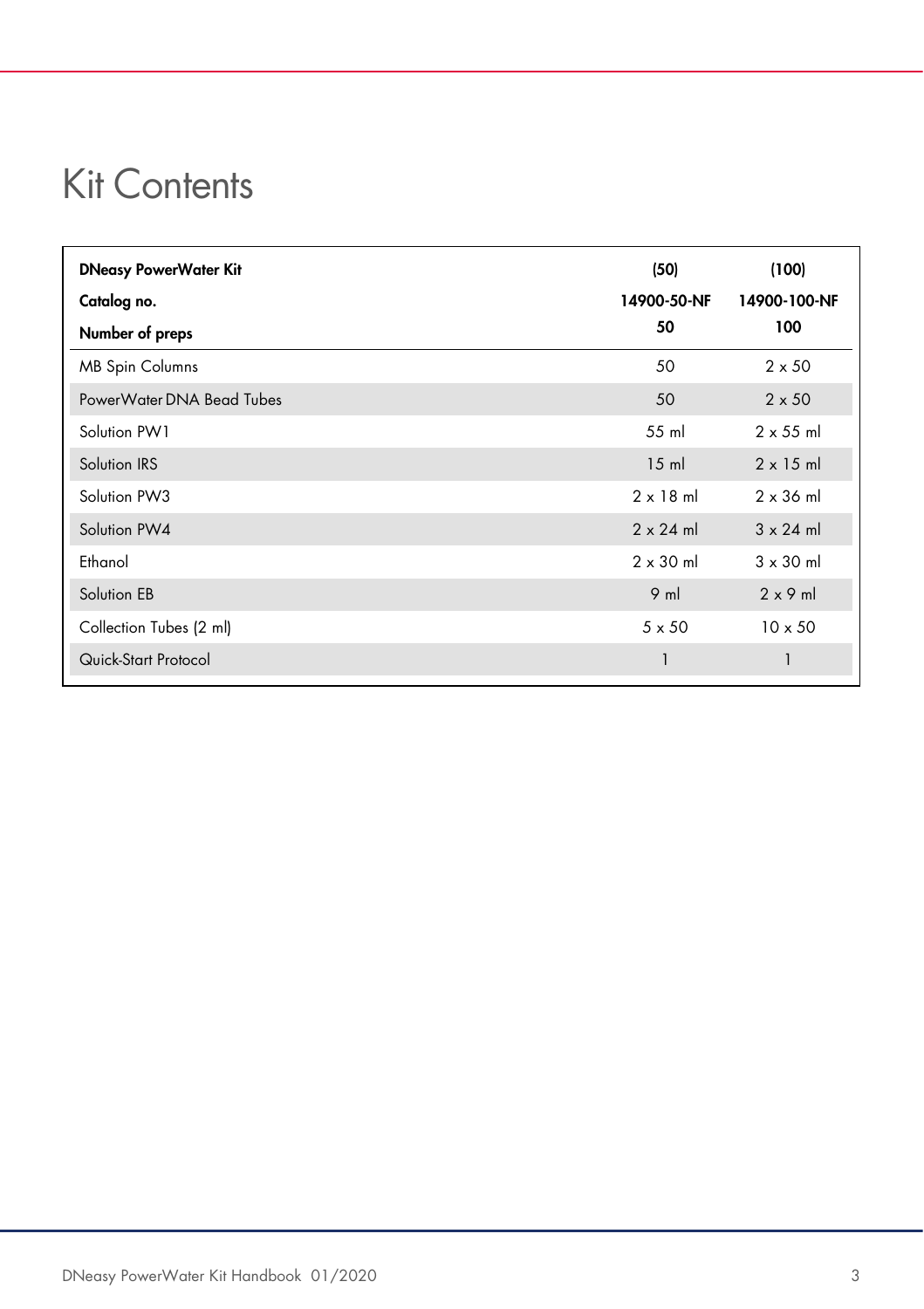# Kit Contents

| DNeasy PowerWater Kit<br>Catalog no.<br>Number of preps | (50)<br>14900-50-NF<br>50 | (100)<br>14900-100-NF<br>100 |
|---|---|---|
| MB Spin Columns | 50 | 2 x 50 |
| PowerWater DNA Bead Tubes | 50 | 2 x 50 |
| Solution PW1 | 55 ml | 2 x 55 ml |
| Solution IRS | 15 ml | 2 x 15 ml |
| Solution PW3 | 2 x 18 ml | 2 x 36 ml |
| Solution PW4 | 2 x 24 ml | 3 x 24 ml |
| Ethanol | 2 x 30 ml | 3 x 30 ml |
| Solution EB | 9 ml | 2 x 9 ml |
| Collection Tubes (2 ml) | 5 x 50 | 10 x 50 |
| Quick-Start Protocol | 1 | 1 |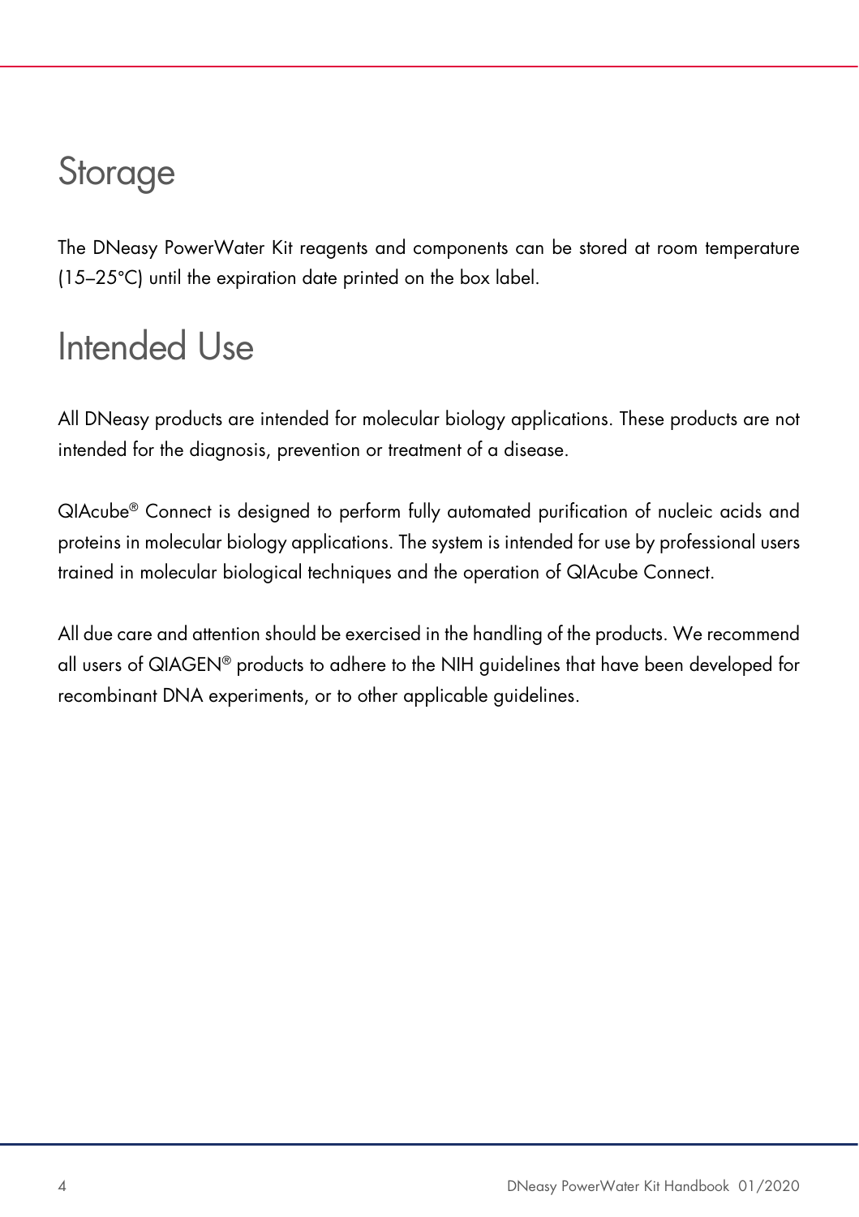# Storage

The DNeasy PowerWater Kit reagents and components can be stored at room temperature (15–25°C) until the expiration date printed on the box label.

# Intended Use

All DNeasy products are intended for molecular biology applications. These products are not intended for the diagnosis, prevention or treatment of a disease.

QIAcube® Connect is designed to perform fully automated purification of nucleic acids and proteins in molecular biology applications. The system is intended for use by professional users trained in molecular biological techniques and the operation of QIAcube Connect.

All due care and attention should be exercised in the handling of the products. We recommend all users of QIAGEN® products to adhere to the NIH guidelines that have been developed for recombinant DNA experiments, or to other applicable guidelines.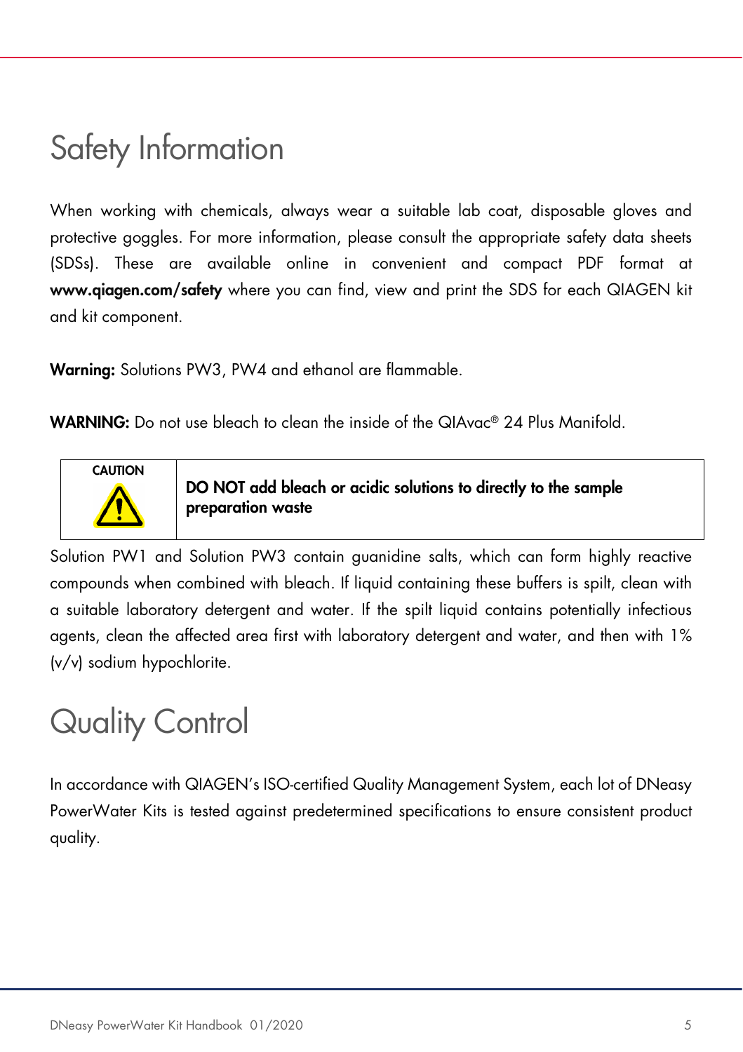# Safety Information

When working with chemicals, always wear a suitable lab coat, disposable gloves and protective goggles. For more information, please consult the appropriate safety data sheets (SDSs). These are available online in convenient and compact PDF format at **www.qiagen.com/safety** where you can find, view and print the SDS for each QIAGEN kit and kit component.

**Warning:** Solutions PW3, PW4 and ethanol are flammable.

**WARNING:** Do not use bleach to clean the inside of the QIAvac® 24 Plus Manifold.

| CAUTION | **DO NOT add bleach or acidic solutions to directly to the sample preparation waste** |
| --- | --- |

Solution PW1 and Solution PW3 contain guanidine salts, which can form highly reactive compounds when combined with bleach. If liquid containing these buffers is spilt, clean with a suitable laboratory detergent and water. If the spilt liquid contains potentially infectious agents, clean the affected area first with laboratory detergent and water, and then with 1% (v/v) sodium hypochlorite.

# Quality Control

In accordance with QIAGEN's ISO-certified Quality Management System, each lot of DNeasy PowerWater Kits is tested against predetermined specifications to ensure consistent product quality.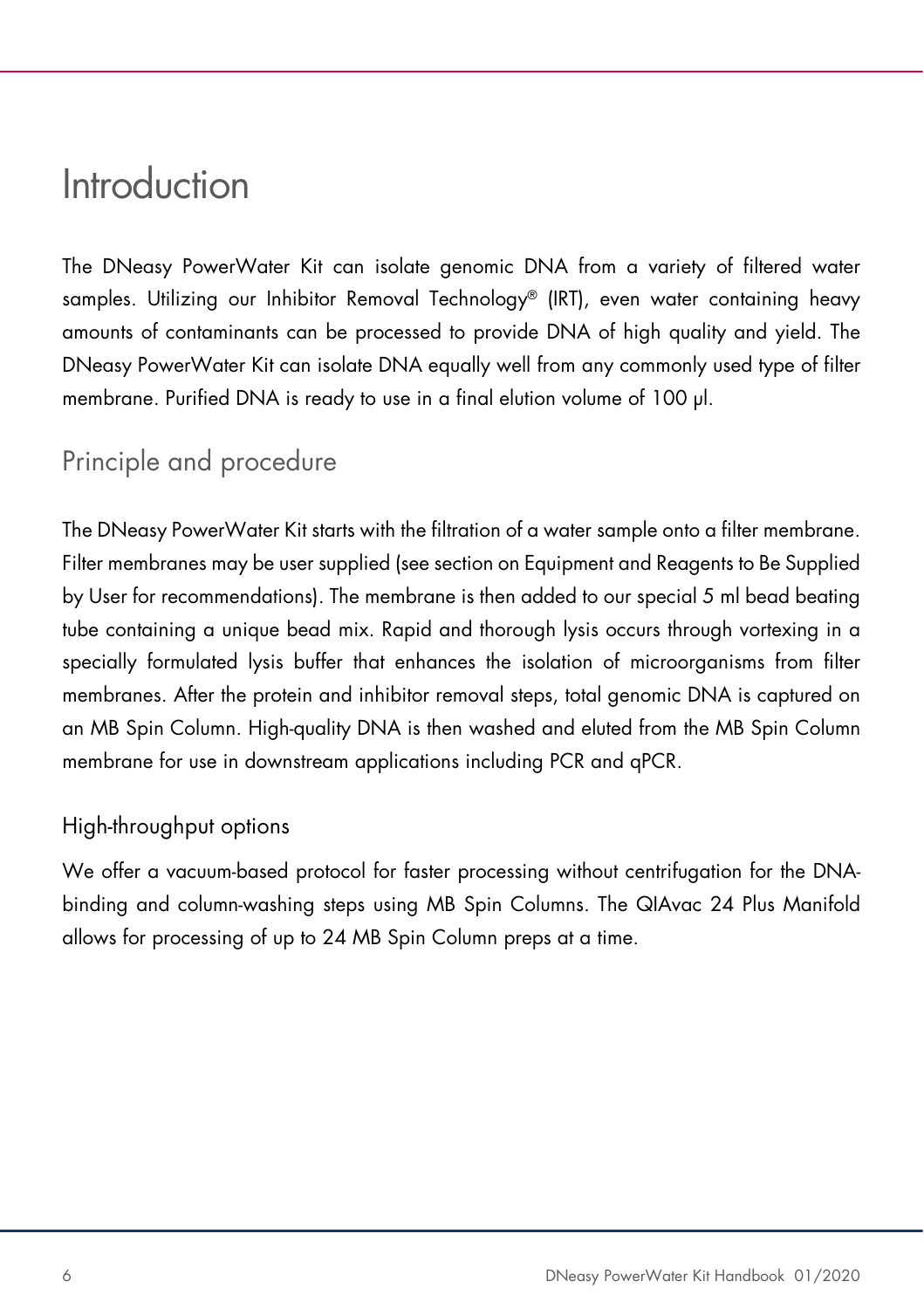# Introduction

The DNeasy PowerWater Kit can isolate genomic DNA from a variety of filtered water samples. Utilizing our Inhibitor Removal Technology® (IRT), even water containing heavy amounts of contaminants can be processed to provide DNA of high quality and yield. The DNeasy PowerWater Kit can isolate DNA equally well from any commonly used type of filter membrane. Purified DNA is ready to use in a final elution volume of 100 µl.

## Principle and procedure

The DNeasy PowerWater Kit starts with the filtration of a water sample onto a filter membrane. Filter membranes may be user supplied (see section on Equipment and Reagents to Be Supplied by User for recommendations). The membrane is then added to our special 5 ml bead beating tube containing a unique bead mix. Rapid and thorough lysis occurs through vortexing in a specially formulated lysis buffer that enhances the isolation of microorganisms from filter membranes. After the protein and inhibitor removal steps, total genomic DNA is captured on an MB Spin Column. High-quality DNA is then washed and eluted from the MB Spin Column membrane for use in downstream applications including PCR and qPCR.

### High-throughput options

We offer a vacuum-based protocol for faster processing without centrifugation for the DNA-binding and column-washing steps using MB Spin Columns. The QIAvac 24 Plus Manifold allows for processing of up to 24 MB Spin Column preps at a time.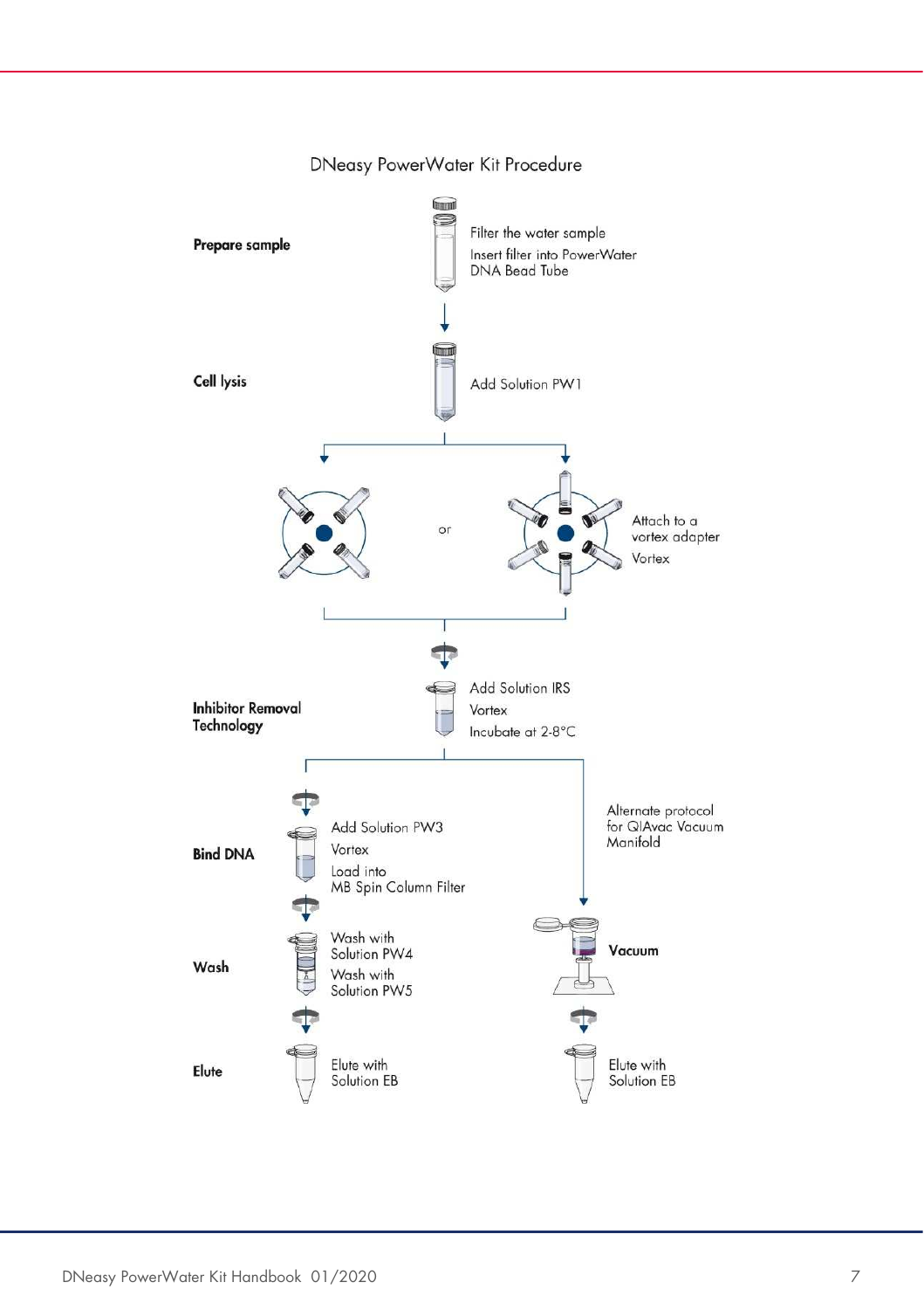## DNeasy PowerWater Kit Procedure

**Prepare sample**

Filter the water sample

Insert filter into PowerWater DNA Bead Tube

**Cell lysis**

Add Solution PW1

or

Attach to a vortex adapter

Vortex

**Inhibitor Removal Technology**

Add Solution IRS

Vortex

Incubate at 2-8°C

**Bind DNA**

Add Solution PW3

Vortex

Load into MB Spin Column Filter

Alternate protocol for QIAvac Vacuum Manifold

**Vacuum**

**Wash**

Wash with Solution PW4

Wash with Solution PW5

**Elute**

Elute with Solution EB

Elute with Solution EB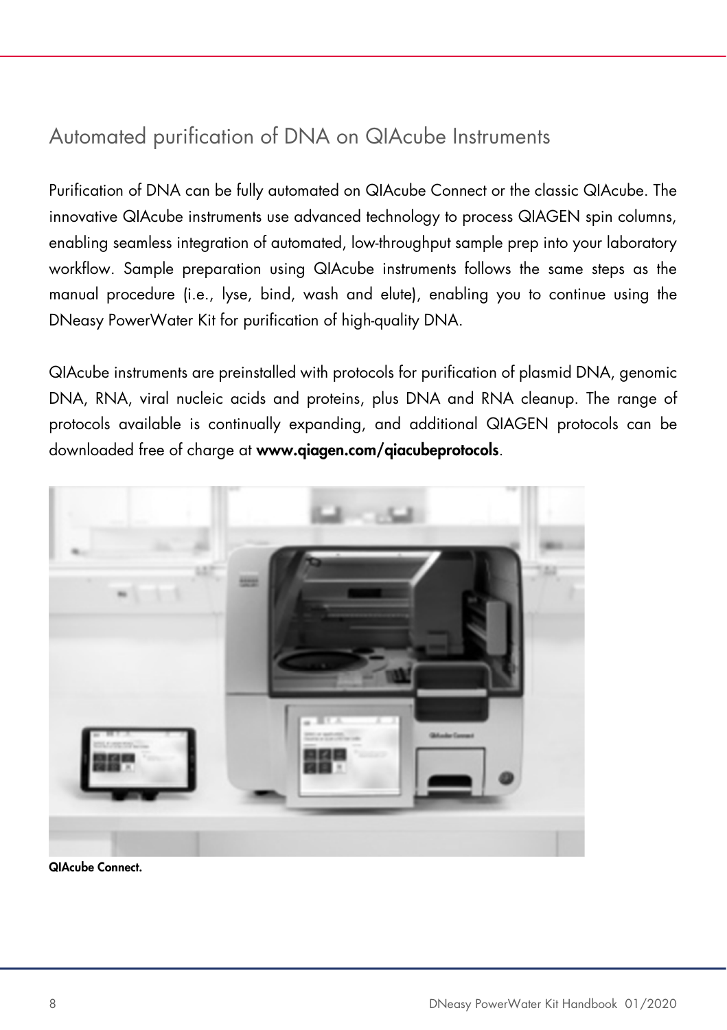## Automated purification of DNA on QIAcube Instruments

Purification of DNA can be fully automated on QIAcube Connect or the classic QIAcube. The innovative QIAcube instruments use advanced technology to process QIAGEN spin columns, enabling seamless integration of automated, low-throughput sample prep into your laboratory workflow. Sample preparation using QIAcube instruments follows the same steps as the manual procedure (i.e., lyse, bind, wash and elute), enabling you to continue using the DNeasy PowerWater Kit for purification of high-quality DNA.

QIAcube instruments are preinstalled with protocols for purification of plasmid DNA, genomic DNA, RNA, viral nucleic acids and proteins, plus DNA and RNA cleanup. The range of protocols available is continually expanding, and additional QIAGEN protocols can be downloaded free of charge at **www.qiagen.com/qiacubeprotocols**.

**QIAcube Connect.**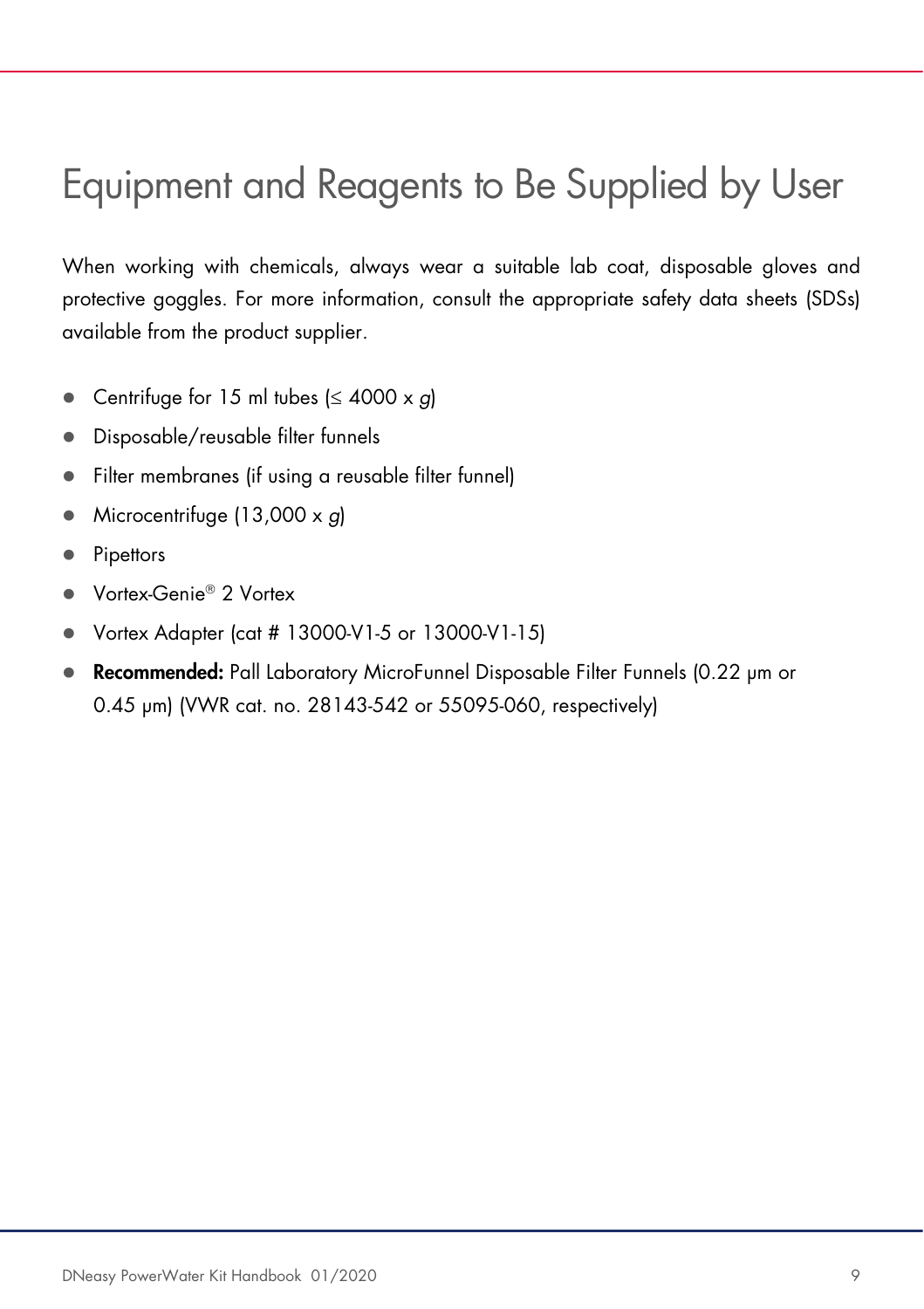# Equipment and Reagents to Be Supplied by User

When working with chemicals, always wear a suitable lab coat, disposable gloves and protective goggles. For more information, consult the appropriate safety data sheets (SDSs) available from the product supplier.

- Centrifuge for 15 ml tubes (≤ 4000 x *g*)
- Disposable/reusable filter funnels
- Filter membranes (if using a reusable filter funnel)
- Microcentrifuge (13,000 x *g*)
- Pipettors
- Vortex-Genie® 2 Vortex
- Vortex Adapter (cat # 13000-V1-5 or 13000-V1-15)
- **Recommended:** Pall Laboratory MicroFunnel Disposable Filter Funnels (0.22 µm or 0.45 µm) (VWR cat. no. 28143-542 or 55095-060, respectively)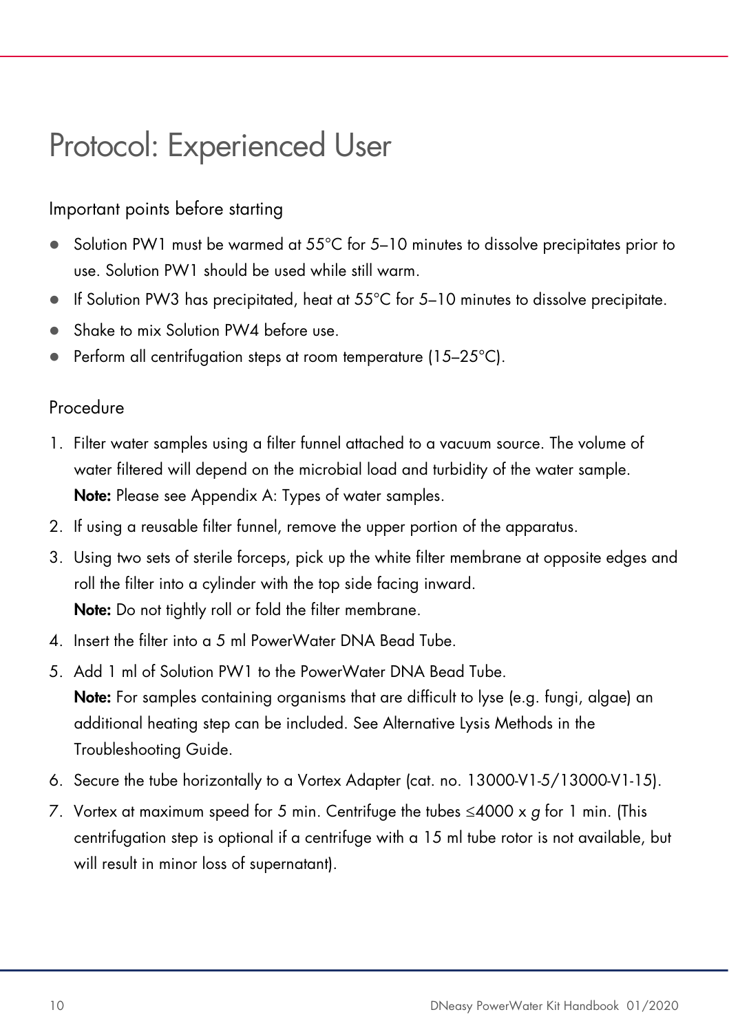# Protocol: Experienced User

## Important points before starting

- Solution PW1 must be warmed at 55°C for 5–10 minutes to dissolve precipitates prior to use. Solution PW1 should be used while still warm.
- If Solution PW3 has precipitated, heat at 55°C for 5–10 minutes to dissolve precipitate.
- Shake to mix Solution PW4 before use.
- Perform all centrifugation steps at room temperature (15–25°C).

## Procedure

1. Filter water samples using a filter funnel attached to a vacuum source. The volume of water filtered will depend on the microbial load and turbidity of the water sample.
   **Note:** Please see Appendix A: Types of water samples.
2. If using a reusable filter funnel, remove the upper portion of the apparatus.
3. Using two sets of sterile forceps, pick up the white filter membrane at opposite edges and roll the filter into a cylinder with the top side facing inward.
   **Note:** Do not tightly roll or fold the filter membrane.
4. Insert the filter into a 5 ml PowerWater DNA Bead Tube.
5. Add 1 ml of Solution PW1 to the PowerWater DNA Bead Tube.
   **Note:** For samples containing organisms that are difficult to lyse (e.g. fungi, algae) an additional heating step can be included. See Alternative Lysis Methods in the Troubleshooting Guide.
6. Secure the tube horizontally to a Vortex Adapter (cat. no. 13000-V1-5/13000-V1-15).
7. Vortex at maximum speed for 5 min. Centrifuge the tubes ≤4000 x *g* for 1 min. (This centrifugation step is optional if a centrifuge with a 15 ml tube rotor is not available, but will result in minor loss of supernatant).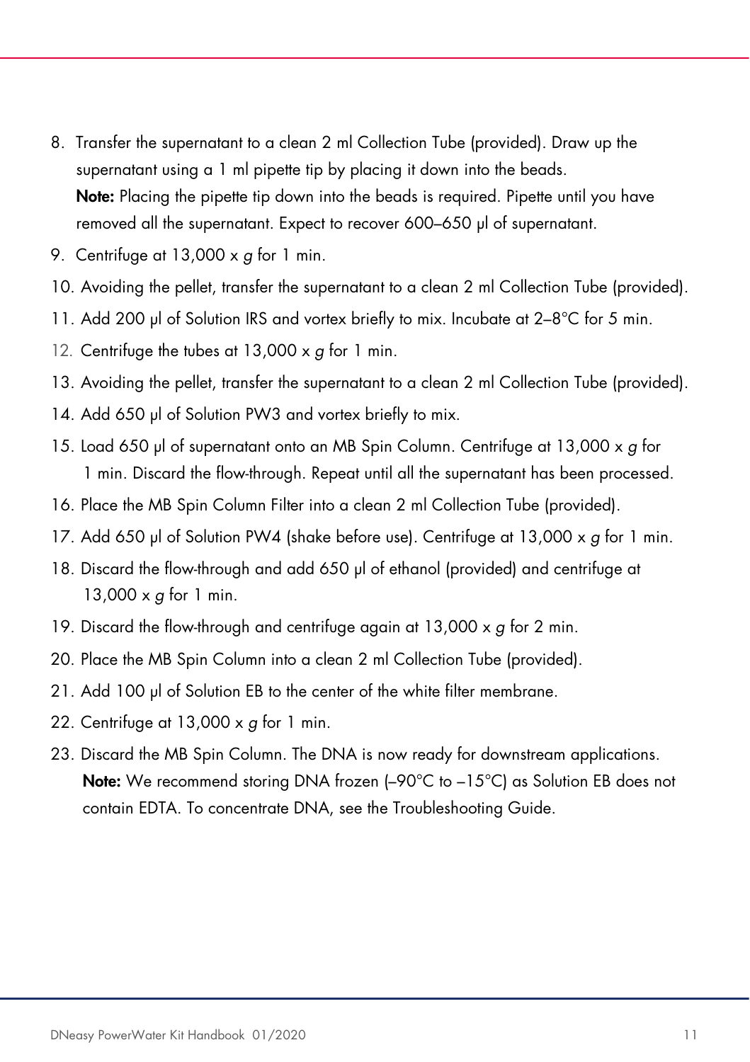8. Transfer the supernatant to a clean 2 ml Collection Tube (provided). Draw up the supernatant using a 1 ml pipette tip by placing it down into the beads.
   **Note:** Placing the pipette tip down into the beads is required. Pipette until you have removed all the supernatant. Expect to recover 600–650 µl of supernatant.
9. Centrifuge at 13,000 x *g* for 1 min.
10. Avoiding the pellet, transfer the supernatant to a clean 2 ml Collection Tube (provided).
11. Add 200 µl of Solution IRS and vortex briefly to mix. Incubate at 2–8°C for 5 min.
12. Centrifuge the tubes at 13,000 x *g* for 1 min.
13. Avoiding the pellet, transfer the supernatant to a clean 2 ml Collection Tube (provided).
14. Add 650 µl of Solution PW3 and vortex briefly to mix.
15. Load 650 µl of supernatant onto an MB Spin Column. Centrifuge at 13,000 x *g* for 1 min. Discard the flow-through. Repeat until all the supernatant has been processed.
16. Place the MB Spin Column Filter into a clean 2 ml Collection Tube (provided).
17. Add 650 µl of Solution PW4 (shake before use). Centrifuge at 13,000 x *g* for 1 min.
18. Discard the flow-through and add 650 µl of ethanol (provided) and centrifuge at 13,000 x *g* for 1 min.
19. Discard the flow-through and centrifuge again at 13,000 x *g* for 2 min.
20. Place the MB Spin Column into a clean 2 ml Collection Tube (provided).
21. Add 100 µl of Solution EB to the center of the white filter membrane.
22. Centrifuge at 13,000 x *g* for 1 min.
23. Discard the MB Spin Column. The DNA is now ready for downstream applications.
    **Note:** We recommend storing DNA frozen (–90°C to –15°C) as Solution EB does not contain EDTA. To concentrate DNA, see the Troubleshooting Guide.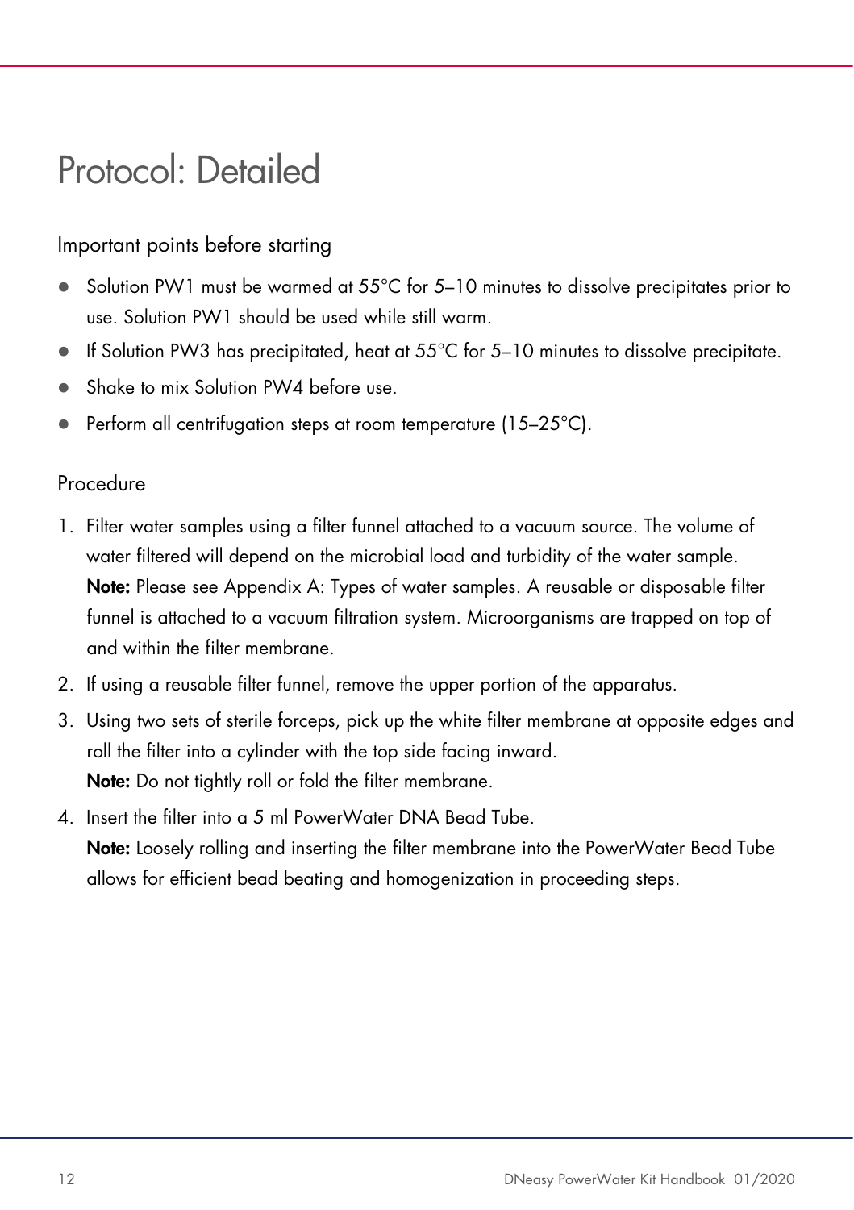# Protocol: Detailed

## Important points before starting

- Solution PW1 must be warmed at 55°C for 5–10 minutes to dissolve precipitates prior to use. Solution PW1 should be used while still warm.
- If Solution PW3 has precipitated, heat at 55°C for 5–10 minutes to dissolve precipitate.
- Shake to mix Solution PW4 before use.
- Perform all centrifugation steps at room temperature (15–25°C).

## Procedure

1. Filter water samples using a filter funnel attached to a vacuum source. The volume of water filtered will depend on the microbial load and turbidity of the water sample.
   **Note:** Please see Appendix A: Types of water samples. A reusable or disposable filter funnel is attached to a vacuum filtration system. Microorganisms are trapped on top of and within the filter membrane.
2. If using a reusable filter funnel, remove the upper portion of the apparatus.
3. Using two sets of sterile forceps, pick up the white filter membrane at opposite edges and roll the filter into a cylinder with the top side facing inward.
   **Note:** Do not tightly roll or fold the filter membrane.
4. Insert the filter into a 5 ml PowerWater DNA Bead Tube.
   **Note:** Loosely rolling and inserting the filter membrane into the PowerWater Bead Tube allows for efficient bead beating and homogenization in proceeding steps.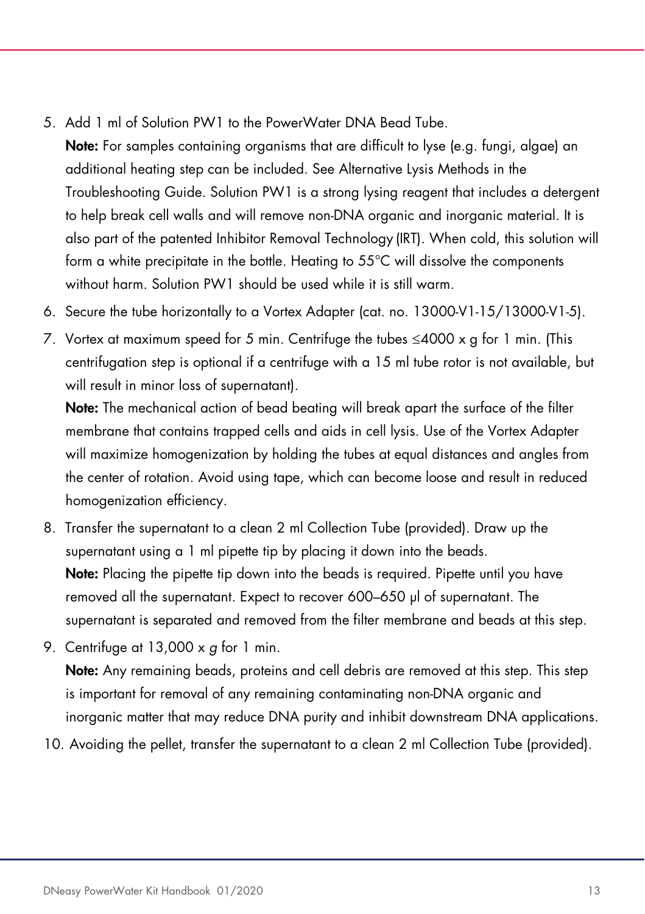5. Add 1 ml of Solution PW1 to the PowerWater DNA Bead Tube.
   **Note:** For samples containing organisms that are difficult to lyse (e.g. fungi, algae) an additional heating step can be included. See Alternative Lysis Methods in the Troubleshooting Guide. Solution PW1 is a strong lysing reagent that includes a detergent to help break cell walls and will remove non-DNA organic and inorganic material. It is also part of the patented Inhibitor Removal Technology (IRT). When cold, this solution will form a white precipitate in the bottle. Heating to 55°C will dissolve the components without harm. Solution PW1 should be used while it is still warm.
6. Secure the tube horizontally to a Vortex Adapter (cat. no. 13000-V1-15/13000-V1-5).
7. Vortex at maximum speed for 5 min. Centrifuge the tubes ≤4000 x g for 1 min. (This centrifugation step is optional if a centrifuge with a 15 ml tube rotor is not available, but will result in minor loss of supernatant).
   **Note:** The mechanical action of bead beating will break apart the surface of the filter membrane that contains trapped cells and aids in cell lysis. Use of the Vortex Adapter will maximize homogenization by holding the tubes at equal distances and angles from the center of rotation. Avoid using tape, which can become loose and result in reduced homogenization efficiency.
8. Transfer the supernatant to a clean 2 ml Collection Tube (provided). Draw up the supernatant using a 1 ml pipette tip by placing it down into the beads.
   **Note:** Placing the pipette tip down into the beads is required. Pipette until you have removed all the supernatant. Expect to recover 600–650 µl of supernatant. The supernatant is separated and removed from the filter membrane and beads at this step.
9. Centrifuge at 13,000 x *g* for 1 min.
   **Note:** Any remaining beads, proteins and cell debris are removed at this step. This step is important for removal of any remaining contaminating non-DNA organic and inorganic matter that may reduce DNA purity and inhibit downstream DNA applications.
10. Avoiding the pellet, transfer the supernatant to a clean 2 ml Collection Tube (provided).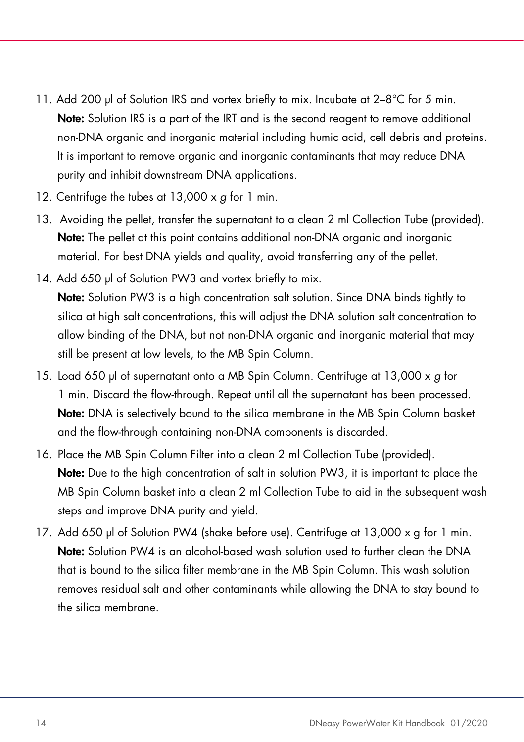11. Add 200 µl of Solution IRS and vortex briefly to mix. Incubate at 2–8°C for 5 min.
    **Note:** Solution IRS is a part of the IRT and is the second reagent to remove additional non-DNA organic and inorganic material including humic acid, cell debris and proteins. It is important to remove organic and inorganic contaminants that may reduce DNA purity and inhibit downstream DNA applications.
12. Centrifuge the tubes at 13,000 x *g* for 1 min.
13. Avoiding the pellet, transfer the supernatant to a clean 2 ml Collection Tube (provided).
    **Note:** The pellet at this point contains additional non-DNA organic and inorganic material. For best DNA yields and quality, avoid transferring any of the pellet.
14. Add 650 µl of Solution PW3 and vortex briefly to mix.
    **Note:** Solution PW3 is a high concentration salt solution. Since DNA binds tightly to silica at high salt concentrations, this will adjust the DNA solution salt concentration to allow binding of the DNA, but not non-DNA organic and inorganic material that may still be present at low levels, to the MB Spin Column.
15. Load 650 µl of supernatant onto a MB Spin Column. Centrifuge at 13,000 x *g* for 1 min. Discard the flow-through. Repeat until all the supernatant has been processed.
    **Note:** DNA is selectively bound to the silica membrane in the MB Spin Column basket and the flow-through containing non-DNA components is discarded.
16. Place the MB Spin Column Filter into a clean 2 ml Collection Tube (provided).
    **Note:** Due to the high concentration of salt in solution PW3, it is important to place the MB Spin Column basket into a clean 2 ml Collection Tube to aid in the subsequent wash steps and improve DNA purity and yield.
17. Add 650 µl of Solution PW4 (shake before use). Centrifuge at 13,000 x g for 1 min.
    **Note:** Solution PW4 is an alcohol-based wash solution used to further clean the DNA that is bound to the silica filter membrane in the MB Spin Column. This wash solution removes residual salt and other contaminants while allowing the DNA to stay bound to the silica membrane.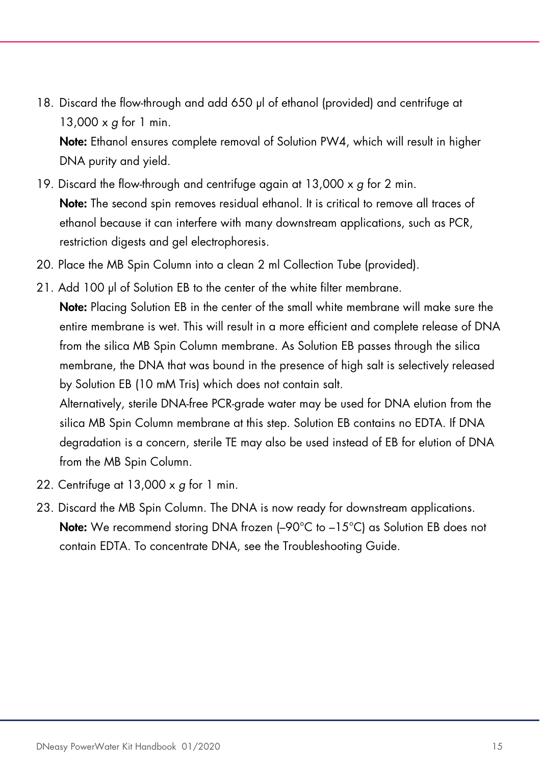18. Discard the flow-through and add 650 µl of ethanol (provided) and centrifuge at 13,000 x *g* for 1 min.
    **Note:** Ethanol ensures complete removal of Solution PW4, which will result in higher DNA purity and yield.
19. Discard the flow-through and centrifuge again at 13,000 x *g* for 2 min.
    **Note:** The second spin removes residual ethanol. It is critical to remove all traces of ethanol because it can interfere with many downstream applications, such as PCR, restriction digests and gel electrophoresis.
20. Place the MB Spin Column into a clean 2 ml Collection Tube (provided).
21. Add 100 µl of Solution EB to the center of the white filter membrane.
    **Note:** Placing Solution EB in the center of the small white membrane will make sure the entire membrane is wet. This will result in a more efficient and complete release of DNA from the silica MB Spin Column membrane. As Solution EB passes through the silica membrane, the DNA that was bound in the presence of high salt is selectively released by Solution EB (10 mM Tris) which does not contain salt.
    Alternatively, sterile DNA-free PCR-grade water may be used for DNA elution from the silica MB Spin Column membrane at this step. Solution EB contains no EDTA. If DNA degradation is a concern, sterile TE may also be used instead of EB for elution of DNA from the MB Spin Column.
22. Centrifuge at 13,000 x *g* for 1 min.
23. Discard the MB Spin Column. The DNA is now ready for downstream applications.
    **Note:** We recommend storing DNA frozen (–90°C to –15°C) as Solution EB does not contain EDTA. To concentrate DNA, see the Troubleshooting Guide.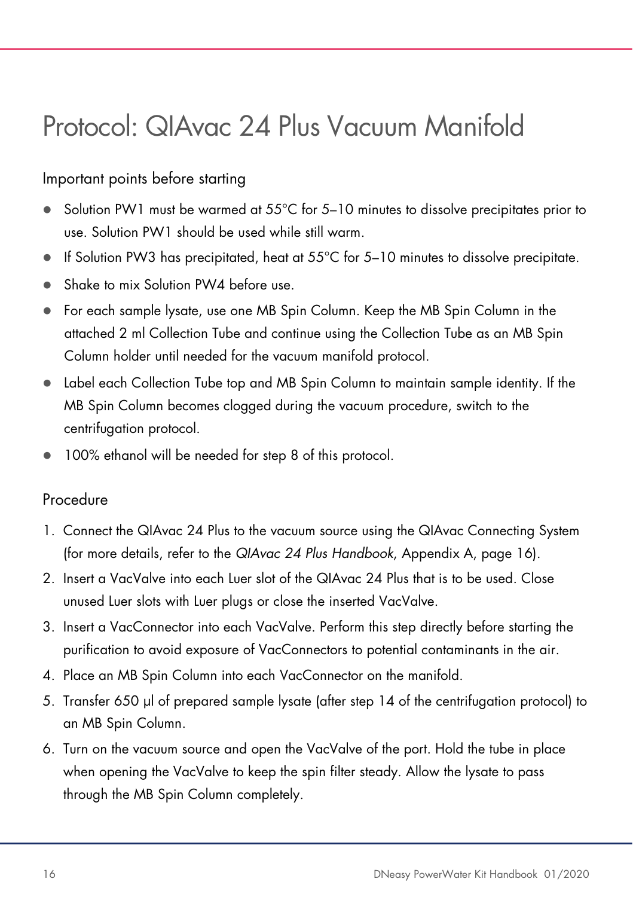# Protocol: QIAvac 24 Plus Vacuum Manifold

## Important points before starting

- Solution PW1 must be warmed at 55°C for 5–10 minutes to dissolve precipitates prior to use. Solution PW1 should be used while still warm.
- If Solution PW3 has precipitated, heat at 55°C for 5–10 minutes to dissolve precipitate.
- Shake to mix Solution PW4 before use.
- For each sample lysate, use one MB Spin Column. Keep the MB Spin Column in the attached 2 ml Collection Tube and continue using the Collection Tube as an MB Spin Column holder until needed for the vacuum manifold protocol.
- Label each Collection Tube top and MB Spin Column to maintain sample identity. If the MB Spin Column becomes clogged during the vacuum procedure, switch to the centrifugation protocol.
- 100% ethanol will be needed for step 8 of this protocol.

## Procedure

1. Connect the QIAvac 24 Plus to the vacuum source using the QIAvac Connecting System (for more details, refer to the *QIAvac 24 Plus Handbook*, Appendix A, page 16).
2. Insert a VacValve into each Luer slot of the QIAvac 24 Plus that is to be used. Close unused Luer slots with Luer plugs or close the inserted VacValve.
3. Insert a VacConnector into each VacValve. Perform this step directly before starting the purification to avoid exposure of VacConnectors to potential contaminants in the air.
4. Place an MB Spin Column into each VacConnector on the manifold.
5. Transfer 650 µl of prepared sample lysate (after step 14 of the centrifugation protocol) to an MB Spin Column.
6. Turn on the vacuum source and open the VacValve of the port. Hold the tube in place when opening the VacValve to keep the spin filter steady. Allow the lysate to pass through the MB Spin Column completely.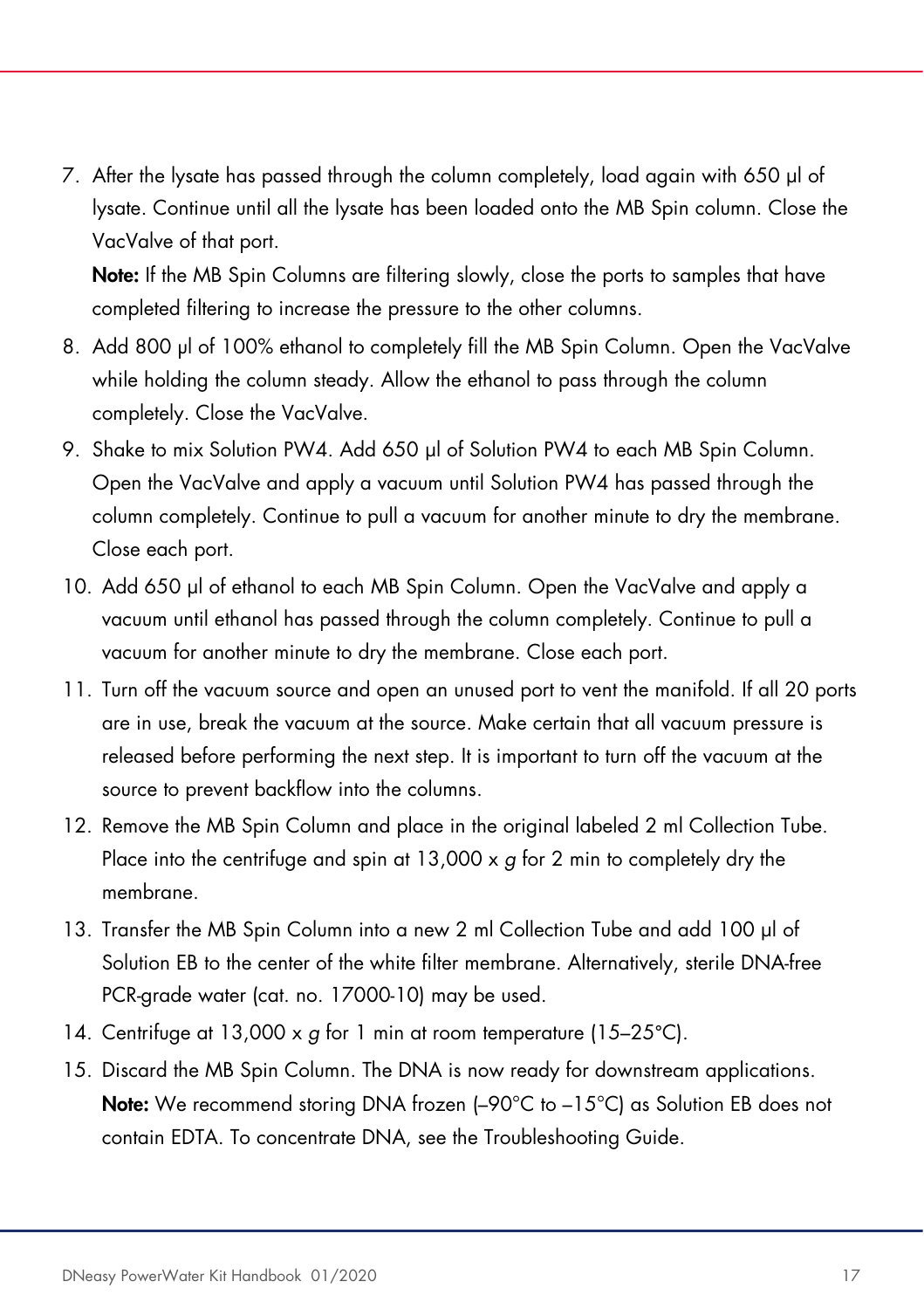7. After the lysate has passed through the column completely, load again with 650 µl of lysate. Continue until all the lysate has been loaded onto the MB Spin column. Close the VacValve of that port.

   **Note:** If the MB Spin Columns are filtering slowly, close the ports to samples that have completed filtering to increase the pressure to the other columns.

8. Add 800 µl of 100% ethanol to completely fill the MB Spin Column. Open the VacValve while holding the column steady. Allow the ethanol to pass through the column completely. Close the VacValve.
9. Shake to mix Solution PW4. Add 650 µl of Solution PW4 to each MB Spin Column. Open the VacValve and apply a vacuum until Solution PW4 has passed through the column completely. Continue to pull a vacuum for another minute to dry the membrane. Close each port.
10. Add 650 µl of ethanol to each MB Spin Column. Open the VacValve and apply a vacuum until ethanol has passed through the column completely. Continue to pull a vacuum for another minute to dry the membrane. Close each port.
11. Turn off the vacuum source and open an unused port to vent the manifold. If all 20 ports are in use, break the vacuum at the source. Make certain that all vacuum pressure is released before performing the next step. It is important to turn off the vacuum at the source to prevent backflow into the columns.
12. Remove the MB Spin Column and place in the original labeled 2 ml Collection Tube. Place into the centrifuge and spin at 13,000 x *g* for 2 min to completely dry the membrane.
13. Transfer the MB Spin Column into a new 2 ml Collection Tube and add 100 µl of Solution EB to the center of the white filter membrane. Alternatively, sterile DNA-free PCR-grade water (cat. no. 17000-10) may be used.
14. Centrifuge at 13,000 x *g* for 1 min at room temperature (15–25°C).
15. Discard the MB Spin Column. The DNA is now ready for downstream applications.

    **Note:** We recommend storing DNA frozen (–90°C to –15°C) as Solution EB does not contain EDTA. To concentrate DNA, see the Troubleshooting Guide.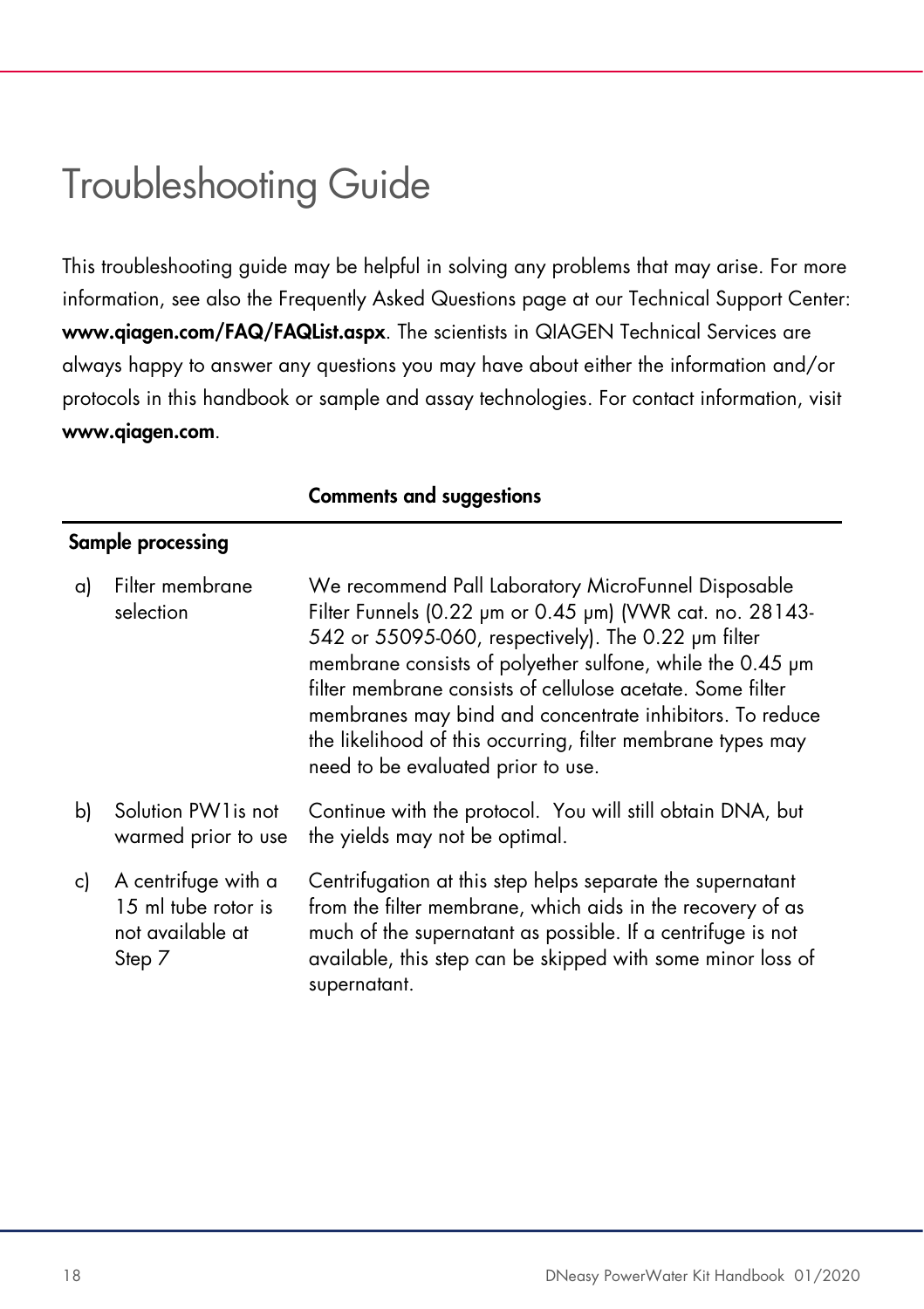# Troubleshooting Guide

This troubleshooting guide may be helpful in solving any problems that may arise. For more information, see also the Frequently Asked Questions page at our Technical Support Center: **www.qiagen.com/FAQ/FAQList.aspx**. The scientists in QIAGEN Technical Services are always happy to answer any questions you may have about either the information and/or protocols in this handbook or sample and assay technologies. For contact information, visit **www.qiagen.com**.

| | Comments and suggestions |
|---|---|
| **Sample processing** | |
| a) Filter membrane selection | We recommend Pall Laboratory MicroFunnel Disposable Filter Funnels (0.22 µm or 0.45 µm) (VWR cat. no. 28143-542 or 55095-060, respectively). The 0.22 µm filter membrane consists of polyether sulfone, while the 0.45 µm filter membrane consists of cellulose acetate. Some filter membranes may bind and concentrate inhibitors. To reduce the likelihood of this occurring, filter membrane types may need to be evaluated prior to use. |
| b) Solution PW1is not warmed prior to use | Continue with the protocol. You will still obtain DNA, but the yields may not be optimal. |
| c) A centrifuge with a 15 ml tube rotor is not available at Step 7 | Centrifugation at this step helps separate the supernatant from the filter membrane, which aids in the recovery of as much of the supernatant as possible. If a centrifuge is not available, this step can be skipped with some minor loss of supernatant. |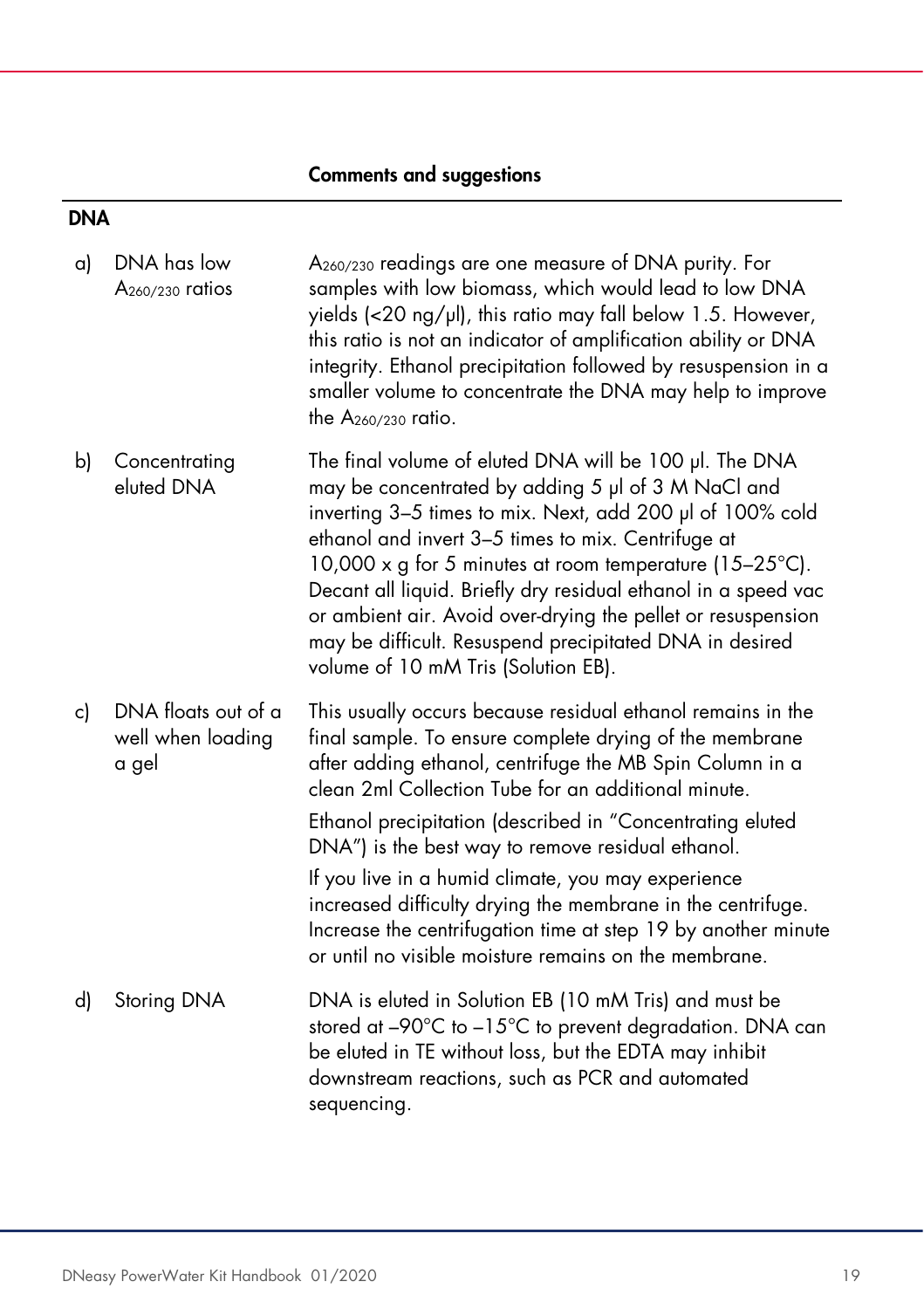| | Comments and suggestions |
|---|---|
| **DNA** | |
| a) DNA has low $A_{260/230}$ ratios | $A_{260/230}$ readings are one measure of DNA purity. For samples with low biomass, which would lead to low DNA yields (<20 ng/µl), this ratio may fall below 1.5. However, this ratio is not an indicator of amplification ability or DNA integrity. Ethanol precipitation followed by resuspension in a smaller volume to concentrate the DNA may help to improve the $A_{260/230}$ ratio. |
| b) Concentrating eluted DNA | The final volume of eluted DNA will be 100 µl. The DNA may be concentrated by adding 5 µl of 3 M NaCl and inverting 3–5 times to mix. Next, add 200 µl of 100% cold ethanol and invert 3–5 times to mix. Centrifuge at 10,000 x g for 5 minutes at room temperature (15–25°C). Decant all liquid. Briefly dry residual ethanol in a speed vac or ambient air. Avoid over-drying the pellet or resuspension may be difficult. Resuspend precipitated DNA in desired volume of 10 mM Tris (Solution EB). |
| c) DNA floats out of a well when loading a gel | This usually occurs because residual ethanol remains in the final sample. To ensure complete drying of the membrane after adding ethanol, centrifuge the MB Spin Column in a clean 2ml Collection Tube for an additional minute.<br><br>Ethanol precipitation (described in "Concentrating eluted DNA") is the best way to remove residual ethanol.<br><br>If you live in a humid climate, you may experience increased difficulty drying the membrane in the centrifuge. Increase the centrifugation time at step 19 by another minute or until no visible moisture remains on the membrane. |
| d) Storing DNA | DNA is eluted in Solution EB (10 mM Tris) and must be stored at –90°C to –15°C to prevent degradation. DNA can be eluted in TE without loss, but the EDTA may inhibit downstream reactions, such as PCR and automated sequencing. |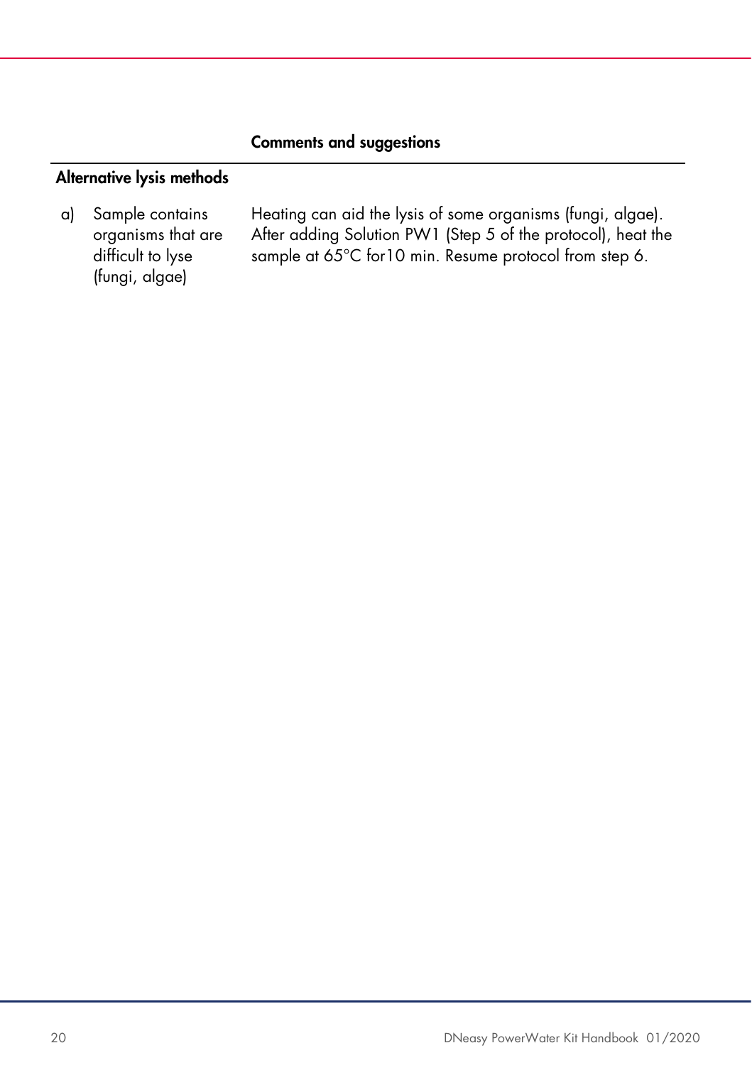| | Comments and suggestions |
|---|---|
| **Alternative lysis methods** | |
| a) Sample contains organisms that are difficult to lyse (fungi, algae) | Heating can aid the lysis of some organisms (fungi, algae). After adding Solution PW1 (Step 5 of the protocol), heat the sample at 65°C for10 min. Resume protocol from step 6. |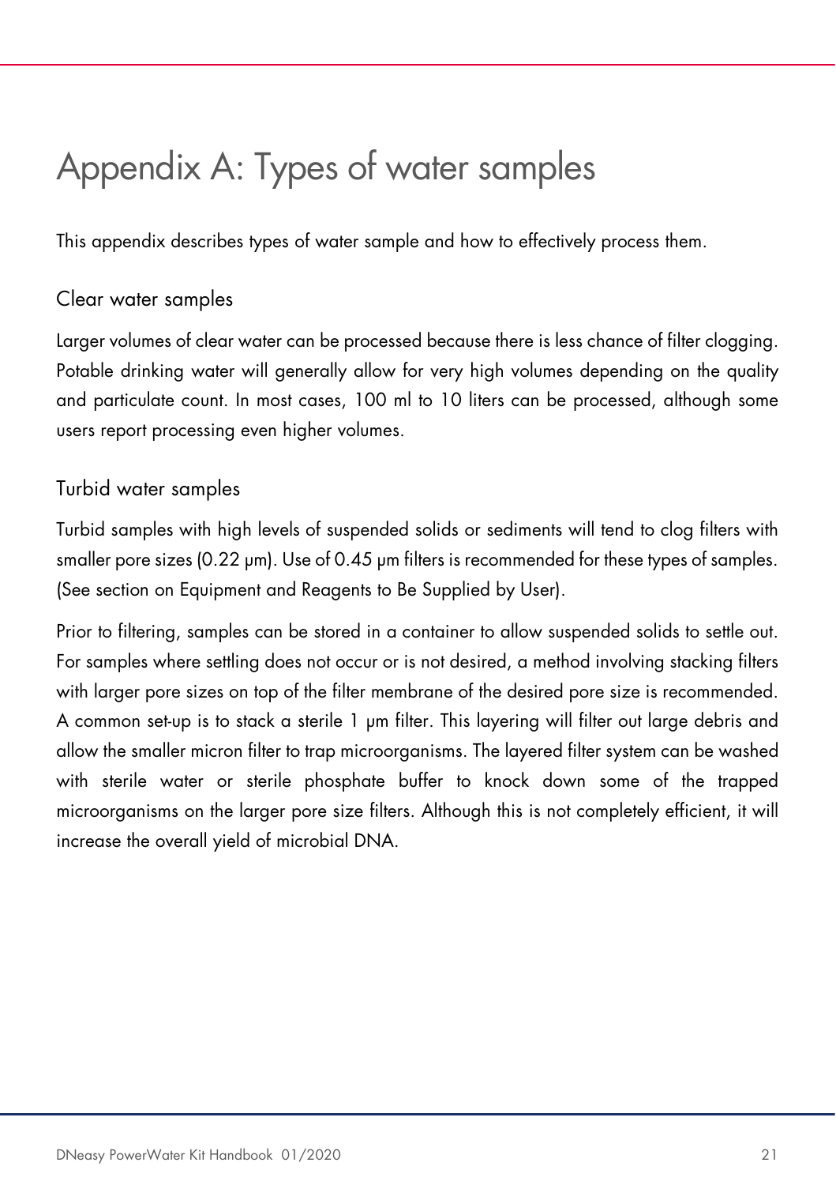# Appendix A: Types of water samples

This appendix describes types of water sample and how to effectively process them.

## Clear water samples

Larger volumes of clear water can be processed because there is less chance of filter clogging. Potable drinking water will generally allow for very high volumes depending on the quality and particulate count. In most cases, 100 ml to 10 liters can be processed, although some users report processing even higher volumes.

## Turbid water samples

Turbid samples with high levels of suspended solids or sediments will tend to clog filters with smaller pore sizes (0.22 µm). Use of 0.45 µm filters is recommended for these types of samples. (See section on Equipment and Reagents to Be Supplied by User).

Prior to filtering, samples can be stored in a container to allow suspended solids to settle out. For samples where settling does not occur or is not desired, a method involving stacking filters with larger pore sizes on top of the filter membrane of the desired pore size is recommended. A common set-up is to stack a sterile 1 µm filter. This layering will filter out large debris and allow the smaller micron filter to trap microorganisms. The layered filter system can be washed with sterile water or sterile phosphate buffer to knock down some of the trapped microorganisms on the larger pore size filters. Although this is not completely efficient, it will increase the overall yield of microbial DNA.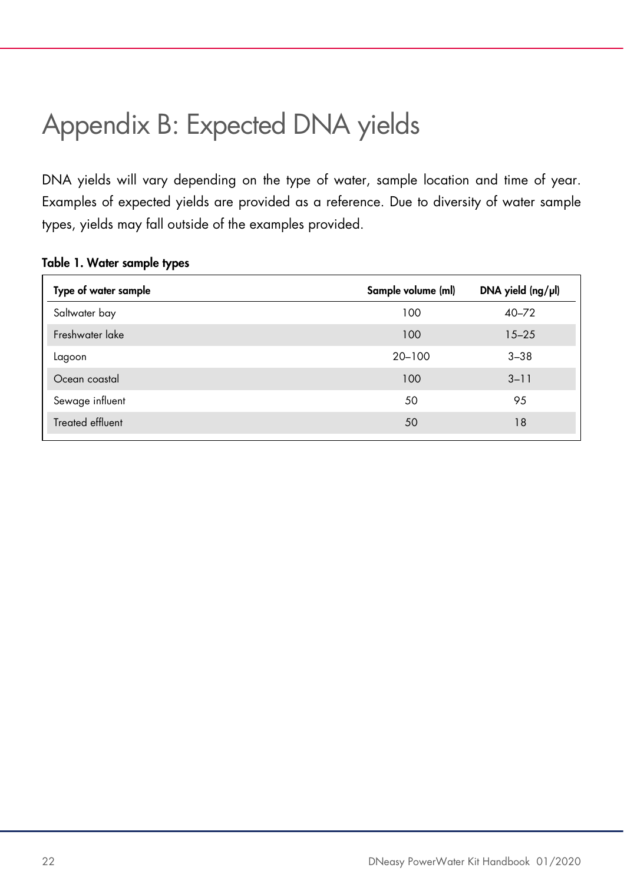# Appendix B: Expected DNA yields

DNA yields will vary depending on the type of water, sample location and time of year. Examples of expected yields are provided as a reference. Due to diversity of water sample types, yields may fall outside of the examples provided.

**Table 1. Water sample types**

| Type of water sample | Sample volume (ml) | DNA yield (ng/µl) |
|---|---|---|
| Saltwater bay | 100 | 40–72 |
| Freshwater lake | 100 | 15–25 |
| Lagoon | 20–100 | 3–38 |
| Ocean coastal | 100 | 3–11 |
| Sewage influent | 50 | 95 |
| Treated effluent | 50 | 18 |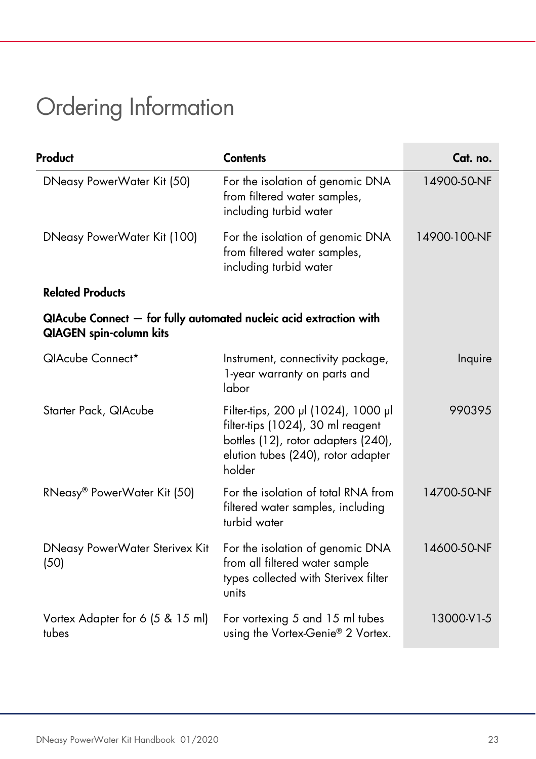# Ordering Information

| Product | Contents | Cat. no. |
|---|---|---|
| DNeasy PowerWater Kit (50) | For the isolation of genomic DNA from filtered water samples, including turbid water | 14900-50-NF |
| DNeasy PowerWater Kit (100) | For the isolation of genomic DNA from filtered water samples, including turbid water | 14900-100-NF |
| **Related Products** | | |
| **QIAcube Connect — for fully automated nucleic acid extraction with QIAGEN spin-column kits** | | |
| QIAcube Connect* | Instrument, connectivity package, 1-year warranty on parts and labor | Inquire |
| Starter Pack, QIAcube | Filter-tips, 200 µl (1024), 1000 µl filter-tips (1024), 30 ml reagent bottles (12), rotor adapters (240), elution tubes (240), rotor adapter holder | 990395 |
| RNeasy® PowerWater Kit (50) | For the isolation of total RNA from filtered water samples, including turbid water | 14700-50-NF |
| DNeasy PowerWater Sterivex Kit (50) | For the isolation of genomic DNA from all filtered water sample types collected with Sterivex filter units | 14600-50-NF |
| Vortex Adapter for 6 (5 & 15 ml) tubes | For vortexing 5 and 15 ml tubes using the Vortex-Genie® 2 Vortex. | 13000-V1-5 |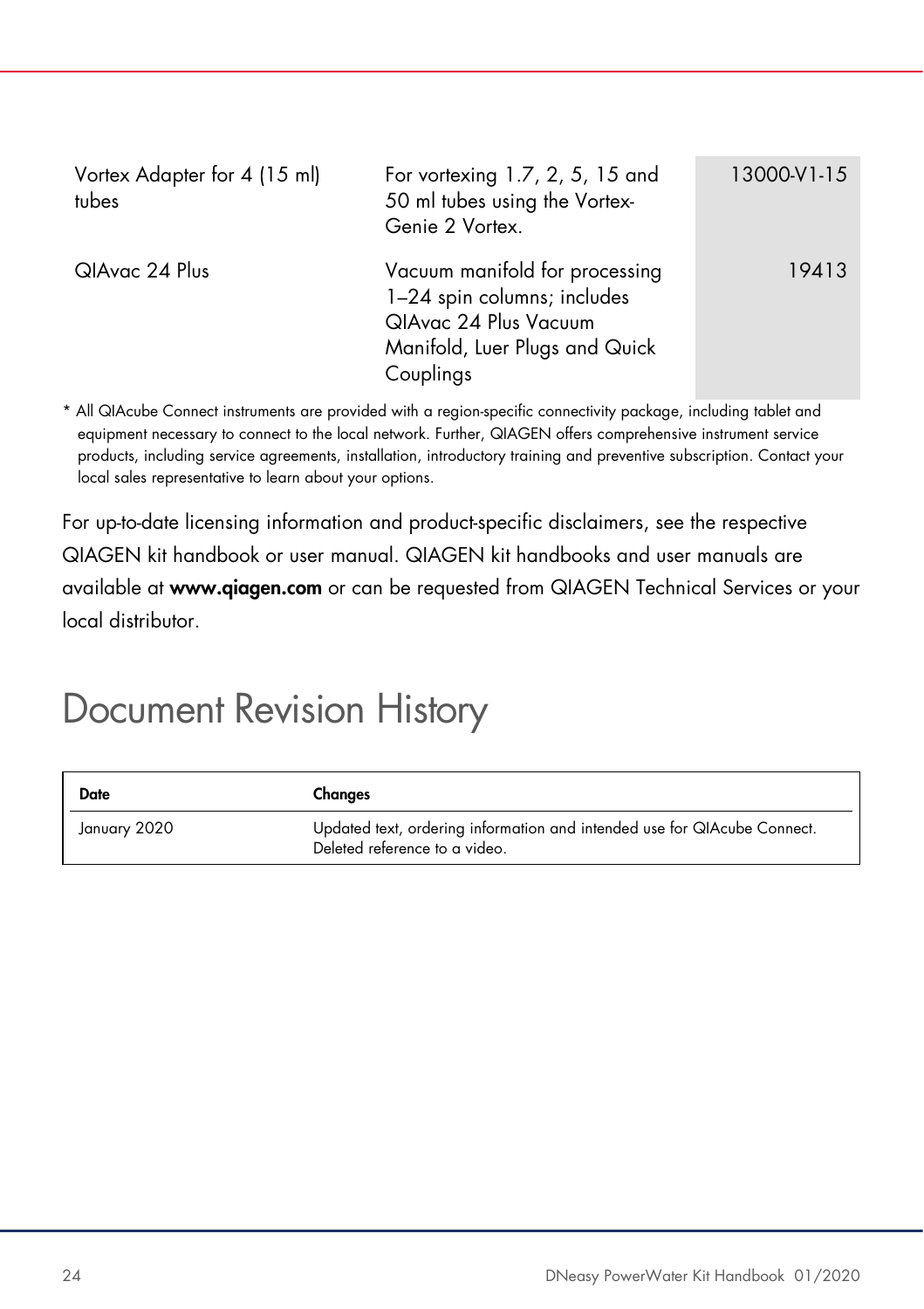| | | |
|---|---|---|
| Vortex Adapter for 4 (15 ml) tubes | For vortexing 1.7, 2, 5, 15 and 50 ml tubes using the Vortex-Genie 2 Vortex. | 13000-V1-15 |
| QIAvac 24 Plus | Vacuum manifold for processing 1–24 spin columns; includes QIAvac 24 Plus Vacuum Manifold, Luer Plugs and Quick Couplings | 19413 |

* All QIAcube Connect instruments are provided with a region-specific connectivity package, including tablet and equipment necessary to connect to the local network. Further, QIAGEN offers comprehensive instrument service products, including service agreements, installation, introductory training and preventive subscription. Contact your local sales representative to learn about your options.

For up-to-date licensing information and product-specific disclaimers, see the respective QIAGEN kit handbook or user manual. QIAGEN kit handbooks and user manuals are available at **www.qiagen.com** or can be requested from QIAGEN Technical Services or your local distributor.

# Document Revision History

| Date | Changes |
|---|---|
| January 2020 | Updated text, ordering information and intended use for QIAcube Connect. Deleted reference to a video. |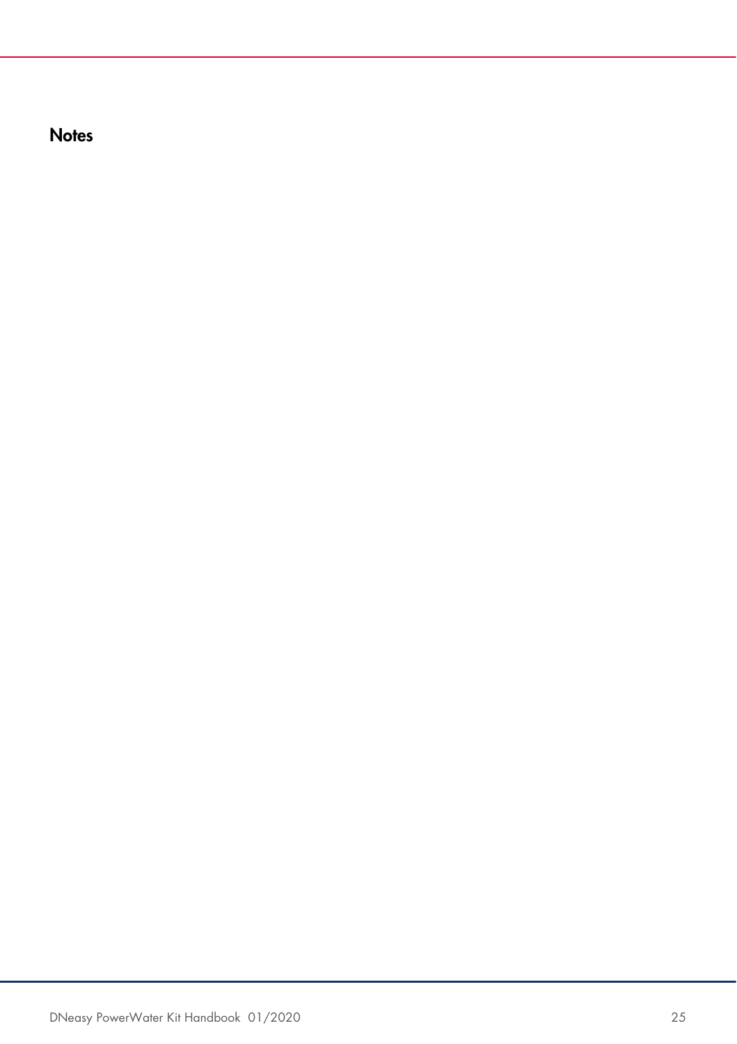## Notes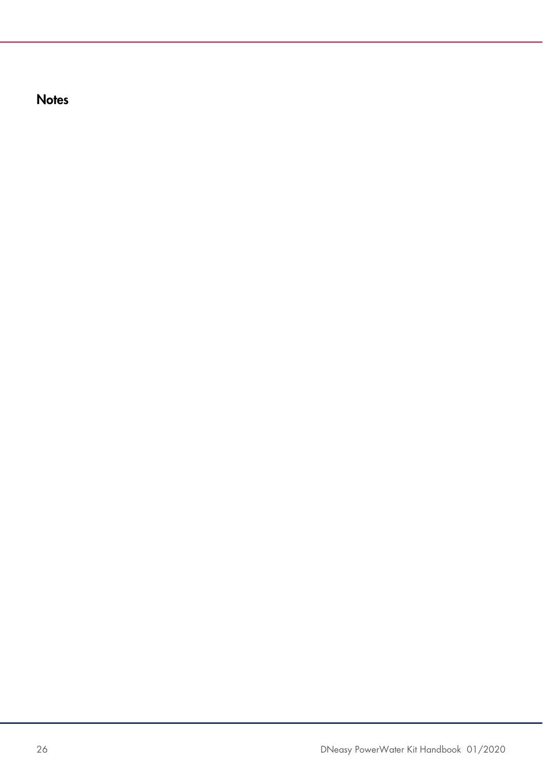# Notes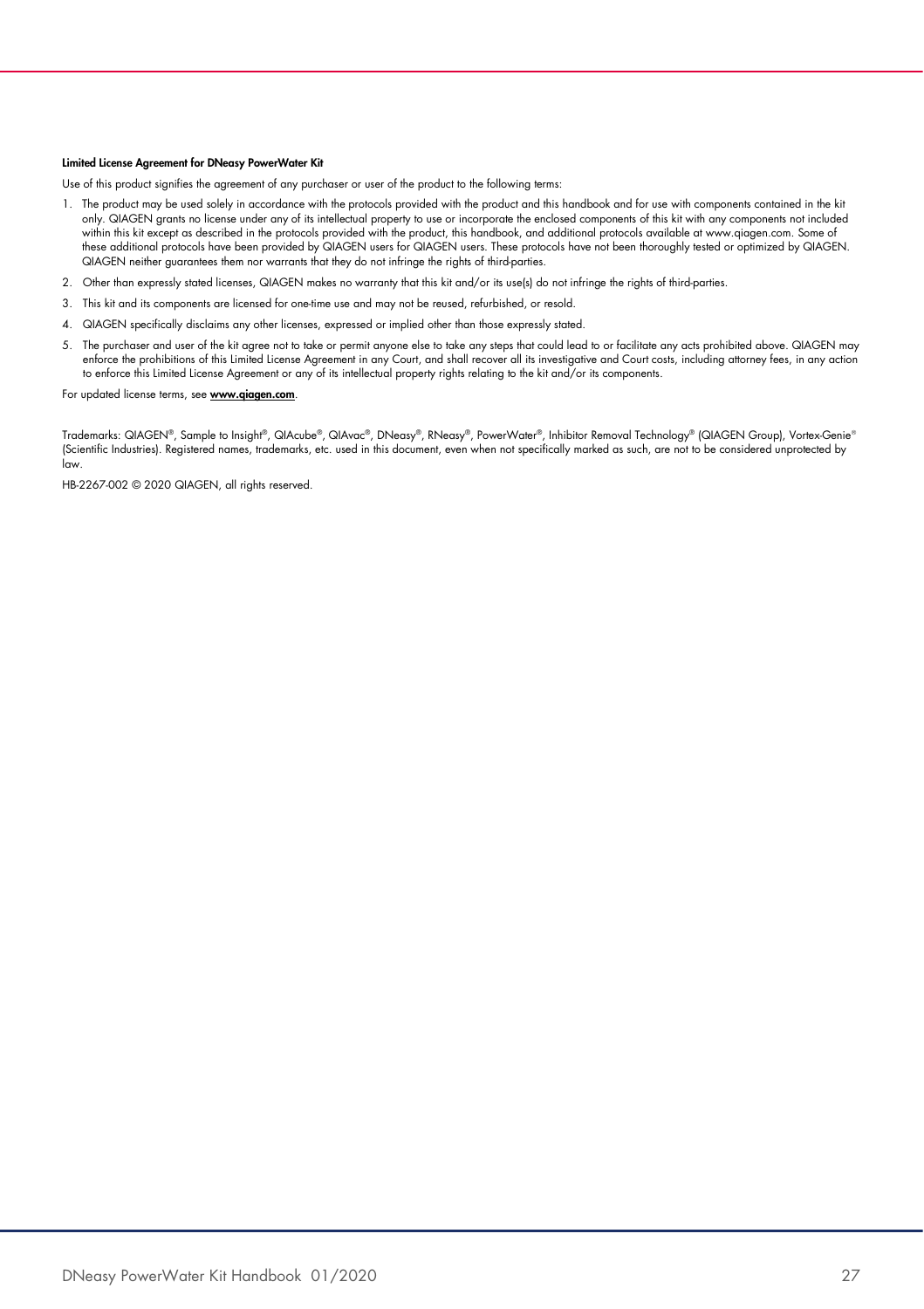#### Limited License Agreement for DNeasy PowerWater Kit

Use of this product signifies the agreement of any purchaser or user of the product to the following terms:

1. The product may be used solely in accordance with the protocols provided with the product and this handbook and for use with components contained in the kit only. QIAGEN grants no license under any of its intellectual property to use or incorporate the enclosed components of this kit with any components not included within this kit except as described in the protocols provided with the product, this handbook, and additional protocols available at www.qiagen.com. Some of these additional protocols have been provided by QIAGEN users for QIAGEN users. These protocols have not been thoroughly tested or optimized by QIAGEN. QIAGEN neither guarantees them nor warrants that they do not infringe the rights of third-parties.
2. Other than expressly stated licenses, QIAGEN makes no warranty that this kit and/or its use(s) do not infringe the rights of third-parties.
3. This kit and its components are licensed for one-time use and may not be reused, refurbished, or resold.
4. QIAGEN specifically disclaims any other licenses, expressed or implied other than those expressly stated.
5. The purchaser and user of the kit agree not to take or permit anyone else to take any steps that could lead to or facilitate any acts prohibited above. QIAGEN may enforce the prohibitions of this Limited License Agreement in any Court, and shall recover all its investigative and Court costs, including attorney fees, in any action to enforce this Limited License Agreement or any of its intellectual property rights relating to the kit and/or its components.

For updated license terms, see **www.qiagen.com**.

Trademarks: QIAGEN®, Sample to Insight®, QIAcube®, QIAvac®, DNeasy®, RNeasy®, PowerWater®, Inhibitor Removal Technology® (QIAGEN Group), Vortex-Genie® (Scientific Industries). Registered names, trademarks, etc. used in this document, even when not specifically marked as such, are not to be considered unprotected by law.

HB-2267-002 © 2020 QIAGEN, all rights reserved.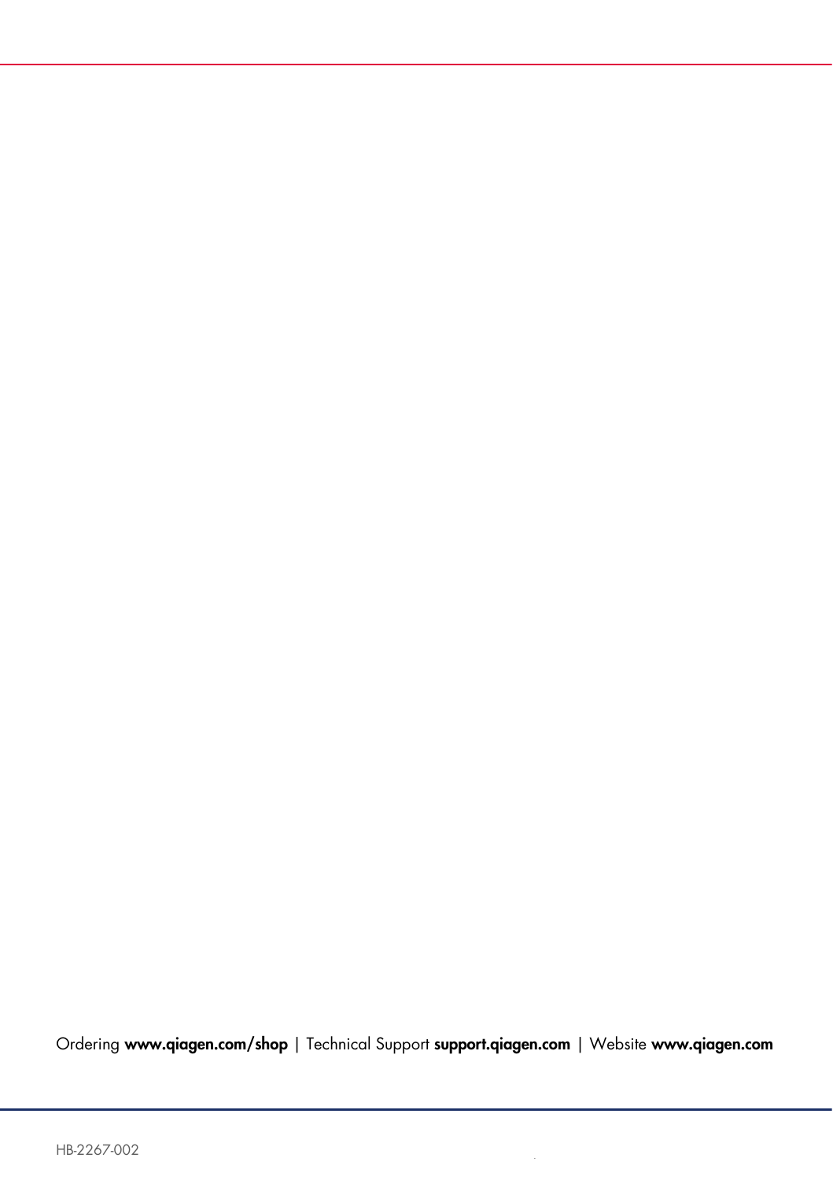Ordering **www.qiagen.com/shop** | Technical Support **support.qiagen.com** | Website **www.qiagen.com**

HB-2267-002